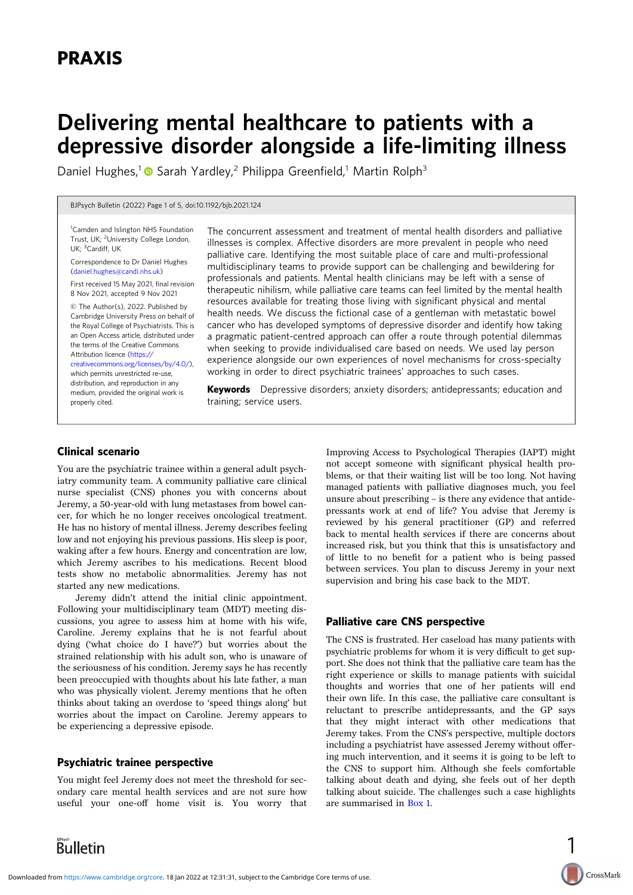# PRAXIS

# Delivering mental healthcare to patients with a depressive disorder alongside a life-limiting illness

Daniel Hughes,[1] Sarah Yardley,[2] Philippa Greenfield,[1] Martin Rolph[3]

[1]Camden and Islington NHS Foundation Trust, UK; [2]University College London, UK; [3]Cardiff, UK

Correspondence to Dr Daniel Hughes (daniel.hughes@candi.nhs.uk)

First received 15 May 2021, final revision 8 Nov 2021, accepted 9 Nov 2021

© The Author(s), 2022. Published by Cambridge University Press on behalf of the Royal College of Psychiatrists. This is an Open Access article, distributed under the terms of the Creative Commons Attribution licence (https://creativecommons.org/licenses/by/4.0/), which permits unrestricted re-use, distribution, and reproduction in any medium, provided the original work is properly cited.

The concurrent assessment and treatment of mental health disorders and palliative illnesses is complex. Affective disorders are more prevalent in people who need palliative care. Identifying the most suitable place of care and multi-professional multidisciplinary teams to provide support can be challenging and bewildering for professionals and patients. Mental health clinicians may be left with a sense of therapeutic nihilism, while palliative care teams can feel limited by the mental health resources available for treating those living with significant physical and mental health needs. We discuss the fictional case of a gentleman with metastatic bowel cancer who has developed symptoms of depressive disorder and identify how taking a pragmatic patient-centred approach can offer a route through potential dilemmas when seeking to provide individualised care based on needs. We used lay person experience alongside our own experiences of novel mechanisms for cross-specialty working in order to direct psychiatric trainees' approaches to such cases.

**Keywords** Depressive disorders; anxiety disorders; antidepressants; education and training; service users.

## Clinical scenario

You are the psychiatric trainee within a general adult psychiatry community team. A community palliative care clinical nurse specialist (CNS) phones you with concerns about Jeremy, a 50-year-old with lung metastases from bowel cancer, for which he no longer receives oncological treatment. He has no history of mental illness. Jeremy describes feeling low and not enjoying his previous passions. His sleep is poor, waking after a few hours. Energy and concentration are low, which Jeremy ascribes to his medications. Recent blood tests show no metabolic abnormalities. Jeremy has not started any new medications.

Jeremy didn't attend the initial clinic appointment. Following your multidisciplinary team (MDT) meeting discussions, you agree to assess him at home with his wife, Caroline. Jeremy explains that he is not fearful about dying ('what choice do I have?') but worries about the strained relationship with his adult son, who is unaware of the seriousness of his condition. Jeremy says he has recently been preoccupied with thoughts about his late father, a man who was physically violent. Jeremy mentions that he often thinks about taking an overdose to 'speed things along' but worries about the impact on Caroline. Jeremy appears to be experiencing a depressive episode.

## Psychiatric trainee perspective

You might feel Jeremy does not meet the threshold for secondary care mental health services and are not sure how useful your one-off home visit is. You worry that Improving Access to Psychological Therapies (IAPT) might not accept someone with significant physical health problems, or that their waiting list will be too long. Not having managed patients with palliative diagnoses much, you feel unsure about prescribing – is there any evidence that antidepressants work at end of life? You advise that Jeremy is reviewed by his general practitioner (GP) and referred back to mental health services if there are concerns about increased risk, but you think that this is unsatisfactory and of little to no benefit for a patient who is being passed between services. You plan to discuss Jeremy in your next supervision and bring his case back to the MDT.

## Palliative care CNS perspective

The CNS is frustrated. Her caseload has many patients with psychiatric problems for whom it is very difficult to get support. She does not think that the palliative care team has the right experience or skills to manage patients with suicidal thoughts and worries that one of her patients will end their own life. In this case, the palliative care consultant is reluctant to prescribe antidepressants, and the GP says that they might interact with other medications that Jeremy takes. From the CNS's perspective, multiple doctors including a psychiatrist have assessed Jeremy without offering much intervention, and it seems it is going to be left to the CNS to support him. Although she feels comfortable talking about death and dying, she feels out of her depth talking about suicide. The challenges such a case highlights are summarised in Box 1.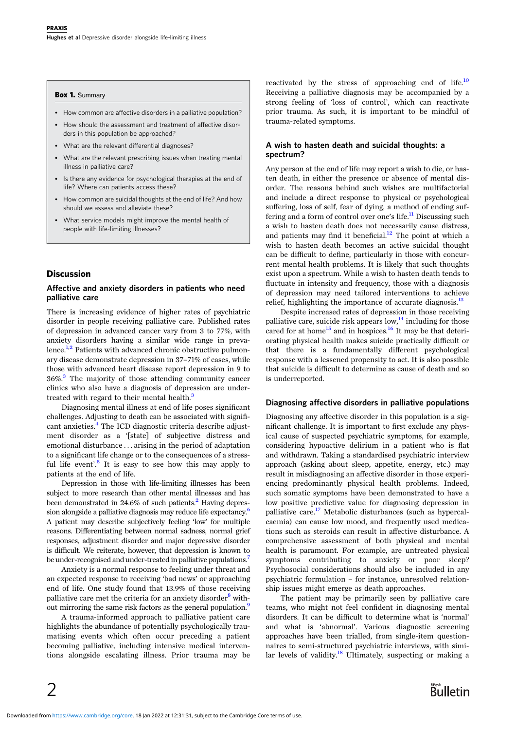**Box 1.** Summary

- How common are affective disorders in a palliative population?
- How should the assessment and treatment of affective disorders in this population be approached?
- What are the relevant differential diagnoses?
- What are the relevant prescribing issues when treating mental illness in palliative care?
- Is there any evidence for psychological therapies at the end of life? Where can patients access these?
- How common are suicidal thoughts at the end of life? And how should we assess and alleviate these?
- What service models might improve the mental health of people with life-limiting illnesses?

## Discussion

### Affective and anxiety disorders in patients who need palliative care

There is increasing evidence of higher rates of psychiatric disorder in people receiving palliative care. Published rates of depression in advanced cancer vary from 3 to 77%, with anxiety disorders having a similar wide range in prevalence.[1,2] Patients with advanced chronic obstructive pulmonary disease demonstrate depression in 37–71% of cases, while those with advanced heart disease report depression in 9 to 36%.[3] The majority of those attending community cancer clinics who also have a diagnosis of depression are undertreated with regard to their mental health.[3]

Diagnosing mental illness at end of life poses significant challenges. Adjusting to death can be associated with significant anxieties.[4] The ICD diagnostic criteria describe adjustment disorder as a '[state] of subjective distress and emotional disturbance . . . arising in the period of adaptation to a significant life change or to the consequences of a stressful life event'.[5] It is easy to see how this may apply to patients at the end of life.

Depression in those with life-limiting illnesses has been subject to more research than other mental illnesses and has been demonstrated in 24.6% of such patients.[2] Having depression alongside a palliative diagnosis may reduce life expectancy.[6] A patient may describe subjectively feeling 'low' for multiple reasons. Differentiating between normal sadness, normal grief responses, adjustment disorder and major depressive disorder is difficult. We reiterate, however, that depression is known to be under-recognised and under-treated in palliative populations.[7]

Anxiety is a normal response to feeling under threat and an expected response to receiving 'bad news' or approaching end of life. One study found that 13.9% of those receiving palliative care met the criteria for an anxiety disorder[8] without mirroring the same risk factors as the general population.[9]

A trauma-informed approach to palliative patient care highlights the abundance of potentially psychologically traumatising events which often occur preceding a patient becoming palliative, including intensive medical interventions alongside escalating illness. Prior trauma may be reactivated by the stress of approaching end of life.[10] Receiving a palliative diagnosis may be accompanied by a strong feeling of 'loss of control', which can reactivate prior trauma. As such, it is important to be mindful of trauma-related symptoms.

### A wish to hasten death and suicidal thoughts: a spectrum?

Any person at the end of life may report a wish to die, or hasten death, in either the presence or absence of mental disorder. The reasons behind such wishes are multifactorial and include a direct response to physical or psychological suffering, loss of self, fear of dying, a method of ending suffering and a form of control over one's life.[11] Discussing such a wish to hasten death does not necessarily cause distress, and patients may find it beneficial.[12] The point at which a wish to hasten death becomes an active suicidal thought can be difficult to define, particularly in those with concurrent mental health problems. It is likely that such thoughts exist upon a spectrum. While a wish to hasten death tends to fluctuate in intensity and frequency, those with a diagnosis of depression may need tailored interventions to achieve relief, highlighting the importance of accurate diagnosis.[13]

Despite increased rates of depression in those receiving palliative care, suicide risk appears low,[14] including for those cared for at home[15] and in hospices.[16] It may be that deteriorating physical health makes suicide practically difficult or that there is a fundamentally different psychological response with a lessened propensity to act. It is also possible that suicide is difficult to determine as cause of death and so is underreported.

### Diagnosing affective disorders in palliative populations

Diagnosing any affective disorder in this population is a significant challenge. It is important to first exclude any physical cause of suspected psychiatric symptoms, for example, considering hypoactive delirium in a patient who is flat and withdrawn. Taking a standardised psychiatric interview approach (asking about sleep, appetite, energy, etc.) may result in misdiagnosing an affective disorder in those experiencing predominantly physical health problems. Indeed, such somatic symptoms have been demonstrated to have a low positive predictive value for diagnosing depression in palliative care.[17] Metabolic disturbances (such as hypercalcaemia) can cause low mood, and frequently used medications such as steroids can result in affective disturbance. A comprehensive assessment of both physical and mental health is paramount. For example, are untreated physical symptoms contributing to anxiety or poor sleep? Psychosocial considerations should also be included in any psychiatric formulation – for instance, unresolved relationship issues might emerge as death approaches.

The patient may be primarily seen by palliative care teams, who might not feel confident in diagnosing mental disorders. It can be difficult to determine what is 'normal' and what is 'abnormal'. Various diagnostic screening approaches have been trialled, from single-item questionnaires to semi-structured psychiatric interviews, with similar levels of validity.[18] Ultimately, suspecting or making a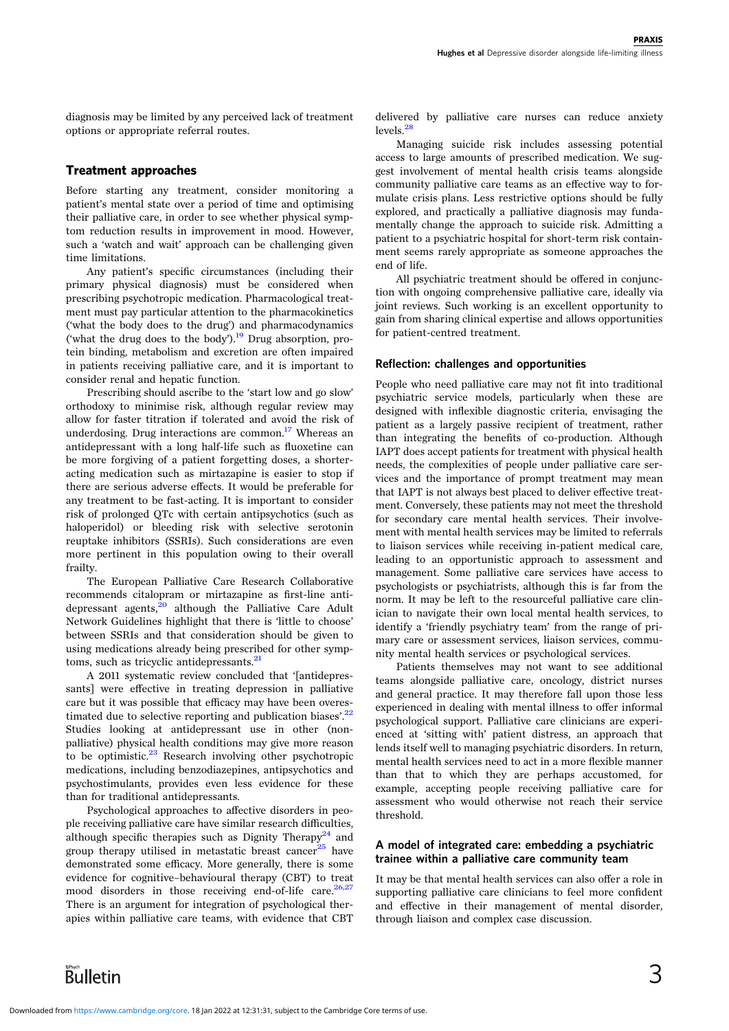diagnosis may be limited by any perceived lack of treatment options or appropriate referral routes.

## Treatment approaches

Before starting any treatment, consider monitoring a patient's mental state over a period of time and optimising their palliative care, in order to see whether physical symptom reduction results in improvement in mood. However, such a 'watch and wait' approach can be challenging given time limitations.

Any patient's specific circumstances (including their primary physical diagnosis) must be considered when prescribing psychotropic medication. Pharmacological treatment must pay particular attention to the pharmacokinetics ('what the body does to the drug') and pharmacodynamics ('what the drug does to the body').[19] Drug absorption, protein binding, metabolism and excretion are often impaired in patients receiving palliative care, and it is important to consider renal and hepatic function.

Prescribing should ascribe to the 'start low and go slow' orthodoxy to minimise risk, although regular review may allow for faster titration if tolerated and avoid the risk of underdosing. Drug interactions are common.[17] Whereas an antidepressant with a long half-life such as fluoxetine can be more forgiving of a patient forgetting doses, a shorter-acting medication such as mirtazapine is easier to stop if there are serious adverse effects. It would be preferable for any treatment to be fast-acting. It is important to consider risk of prolonged QTc with certain antipsychotics (such as haloperidol) or bleeding risk with selective serotonin reuptake inhibitors (SSRIs). Such considerations are even more pertinent in this population owing to their overall frailty.

The European Palliative Care Research Collaborative recommends citalopram or mirtazapine as first-line antidepressant agents,[20] although the Palliative Care Adult Network Guidelines highlight that there is 'little to choose' between SSRIs and that consideration should be given to using medications already being prescribed for other symptoms, such as tricyclic antidepressants.[21]

A 2011 systematic review concluded that '[antidepressants] were effective in treating depression in palliative care but it was possible that efficacy may have been overestimated due to selective reporting and publication biases'.[22] Studies looking at antidepressant use in other (non-palliative) physical health conditions may give more reason to be optimistic.[23] Research involving other psychotropic medications, including benzodiazepines, antipsychotics and psychostimulants, provides even less evidence for these than for traditional antidepressants.

Psychological approaches to affective disorders in people receiving palliative care have similar research difficulties, although specific therapies such as Dignity Therapy[24] and group therapy utilised in metastatic breast cancer[25] have demonstrated some efficacy. More generally, there is some evidence for cognitive–behavioural therapy (CBT) to treat mood disorders in those receiving end-of-life care.[26,27] There is an argument for integration of psychological therapies within palliative care teams, with evidence that CBT delivered by palliative care nurses can reduce anxiety levels.[28]

Managing suicide risk includes assessing potential access to large amounts of prescribed medication. We suggest involvement of mental health crisis teams alongside community palliative care teams as an effective way to formulate crisis plans. Less restrictive options should be fully explored, and practically a palliative diagnosis may fundamentally change the approach to suicide risk. Admitting a patient to a psychiatric hospital for short-term risk containment seems rarely appropriate as someone approaches the end of life.

All psychiatric treatment should be offered in conjunction with ongoing comprehensive palliative care, ideally via joint reviews. Such working is an excellent opportunity to gain from sharing clinical expertise and allows opportunities for patient-centred treatment.

### Reflection: challenges and opportunities

People who need palliative care may not fit into traditional psychiatric service models, particularly when these are designed with inflexible diagnostic criteria, envisaging the patient as a largely passive recipient of treatment, rather than integrating the benefits of co-production. Although IAPT does accept patients for treatment with physical health needs, the complexities of people under palliative care services and the importance of prompt treatment may mean that IAPT is not always best placed to deliver effective treatment. Conversely, these patients may not meet the threshold for secondary care mental health services. Their involvement with mental health services may be limited to referrals to liaison services while receiving in-patient medical care, leading to an opportunistic approach to assessment and management. Some palliative care services have access to psychologists or psychiatrists, although this is far from the norm. It may be left to the resourceful palliative care clinician to navigate their own local mental health services, to identify a 'friendly psychiatry team' from the range of primary care or assessment services, liaison services, community mental health services or psychological services.

Patients themselves may not want to see additional teams alongside palliative care, oncology, district nurses and general practice. It may therefore fall upon those less experienced in dealing with mental illness to offer informal psychological support. Palliative care clinicians are experienced at 'sitting with' patient distress, an approach that lends itself well to managing psychiatric disorders. In return, mental health services need to act in a more flexible manner than that to which they are perhaps accustomed, for example, accepting people receiving palliative care for assessment who would otherwise not reach their service threshold.

### A model of integrated care: embedding a psychiatric trainee within a palliative care community team

It may be that mental health services can also offer a role in supporting palliative care clinicians to feel more confident and effective in their management of mental disorder, through liaison and complex case discussion.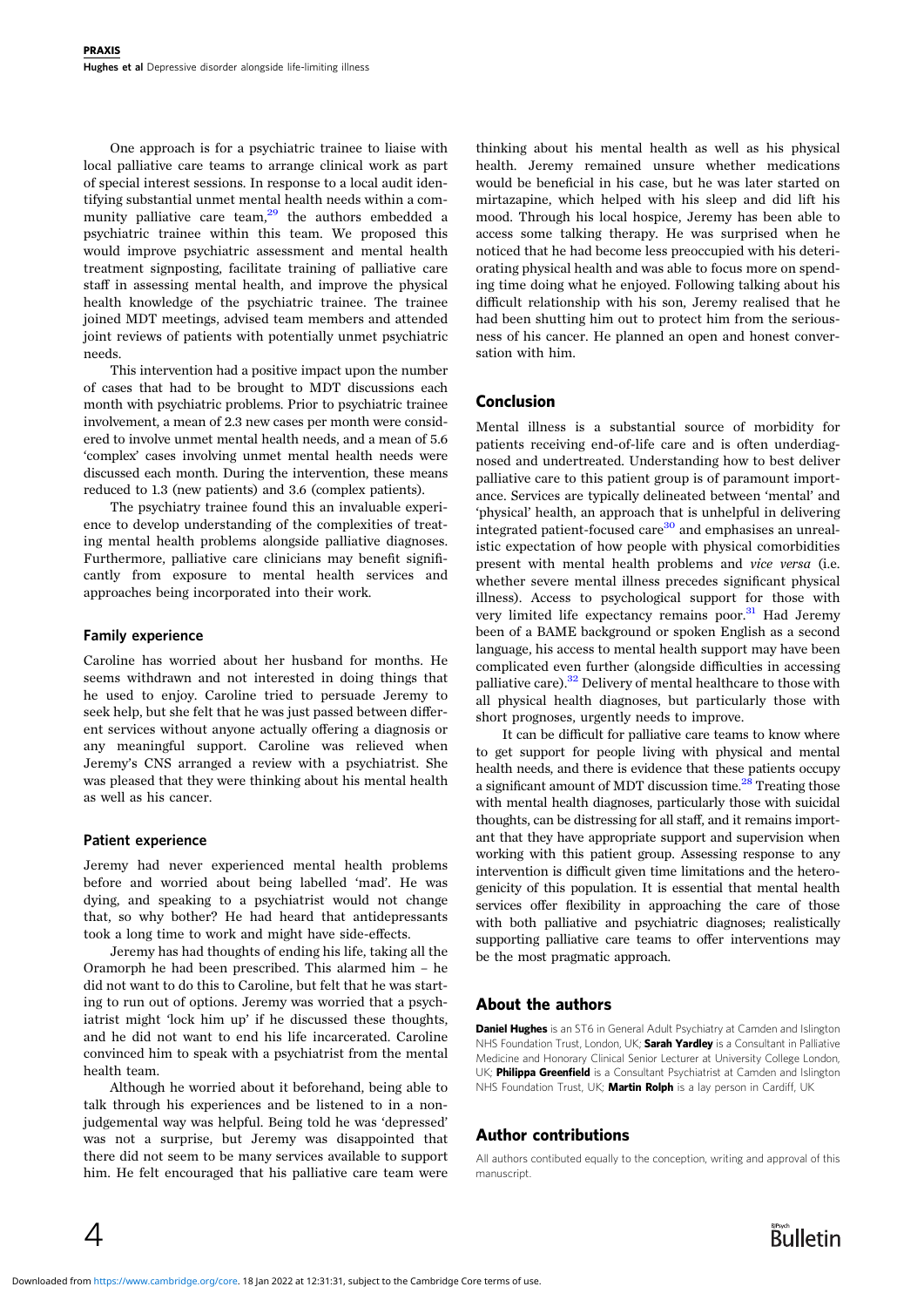One approach is for a psychiatric trainee to liaise with local palliative care teams to arrange clinical work as part of special interest sessions. In response to a local audit identifying substantial unmet mental health needs within a community palliative care team,[29] the authors embedded a psychiatric trainee within this team. We proposed this would improve psychiatric assessment and mental health treatment signposting, facilitate training of palliative care staff in assessing mental health, and improve the physical health knowledge of the psychiatric trainee. The trainee joined MDT meetings, advised team members and attended joint reviews of patients with potentially unmet psychiatric needs.

This intervention had a positive impact upon the number of cases that had to be brought to MDT discussions each month with psychiatric problems. Prior to psychiatric trainee involvement, a mean of 2.3 new cases per month were considered to involve unmet mental health needs, and a mean of 5.6 'complex' cases involving unmet mental health needs were discussed each month. During the intervention, these means reduced to 1.3 (new patients) and 3.6 (complex patients).

The psychiatry trainee found this an invaluable experience to develop understanding of the complexities of treating mental health problems alongside palliative diagnoses. Furthermore, palliative care clinicians may benefit significantly from exposure to mental health services and approaches being incorporated into their work.

### Family experience

Caroline has worried about her husband for months. He seems withdrawn and not interested in doing things that he used to enjoy. Caroline tried to persuade Jeremy to seek help, but she felt that he was just passed between different services without anyone actually offering a diagnosis or any meaningful support. Caroline was relieved when Jeremy's CNS arranged a review with a psychiatrist. She was pleased that they were thinking about his mental health as well as his cancer.

### Patient experience

Jeremy had never experienced mental health problems before and worried about being labelled 'mad'. He was dying, and speaking to a psychiatrist would not change that, so why bother? He had heard that antidepressants took a long time to work and might have side-effects.

Jeremy has had thoughts of ending his life, taking all the Oramorph he had been prescribed. This alarmed him – he did not want to do this to Caroline, but felt that he was starting to run out of options. Jeremy was worried that a psychiatrist might 'lock him up' if he discussed these thoughts, and he did not want to end his life incarcerated. Caroline convinced him to speak with a psychiatrist from the mental health team.

Although he worried about it beforehand, being able to talk through his experiences and be listened to in a non-judgemental way was helpful. Being told he was 'depressed' was not a surprise, but Jeremy was disappointed that there did not seem to be many services available to support him. He felt encouraged that his palliative care team were thinking about his mental health as well as his physical health. Jeremy remained unsure whether medications would be beneficial in his case, but he was later started on mirtazapine, which helped with his sleep and did lift his mood. Through his local hospice, Jeremy has been able to access some talking therapy. He was surprised when he noticed that he had become less preoccupied with his deteriorating physical health and was able to focus more on spending time doing what he enjoyed. Following talking about his difficult relationship with his son, Jeremy realised that he had been shutting him out to protect him from the seriousness of his cancer. He planned an open and honest conversation with him.

## Conclusion

Mental illness is a substantial source of morbidity for patients receiving end-of-life care and is often underdiagnosed and undertreated. Understanding how to best deliver palliative care to this patient group is of paramount importance. Services are typically delineated between 'mental' and 'physical' health, an approach that is unhelpful in delivering integrated patient-focused care[30] and emphasises an unrealistic expectation of how people with physical comorbidities present with mental health problems and *vice versa* (i.e. whether severe mental illness precedes significant physical illness). Access to psychological support for those with very limited life expectancy remains poor.[31] Had Jeremy been of a BAME background or spoken English as a second language, his access to mental health support may have been complicated even further (alongside difficulties in accessing palliative care).[32] Delivery of mental healthcare to those with all physical health diagnoses, but particularly those with short prognoses, urgently needs to improve.

It can be difficult for palliative care teams to know where to get support for people living with physical and mental health needs, and there is evidence that these patients occupy a significant amount of MDT discussion time.[28] Treating those with mental health diagnoses, particularly those with suicidal thoughts, can be distressing for all staff, and it remains important that they have appropriate support and supervision when working with this patient group. Assessing response to any intervention is difficult given time limitations and the heterogenicity of this population. It is essential that mental health services offer flexibility in approaching the care of those with both palliative and psychiatric diagnoses; realistically supporting palliative care teams to offer interventions may be the most pragmatic approach.

## About the authors

**Daniel Hughes** is an ST6 in General Adult Psychiatry at Camden and Islington NHS Foundation Trust, London, UK; **Sarah Yardley** is a Consultant in Palliative Medicine and Honorary Clinical Senior Lecturer at University College London, UK; **Philippa Greenfield** is a Consultant Psychiatrist at Camden and Islington NHS Foundation Trust, UK; **Martin Rolph** is a lay person in Cardiff, UK

## Author contributions

All authors contibuted equally to the conception, writing and approval of this manuscript.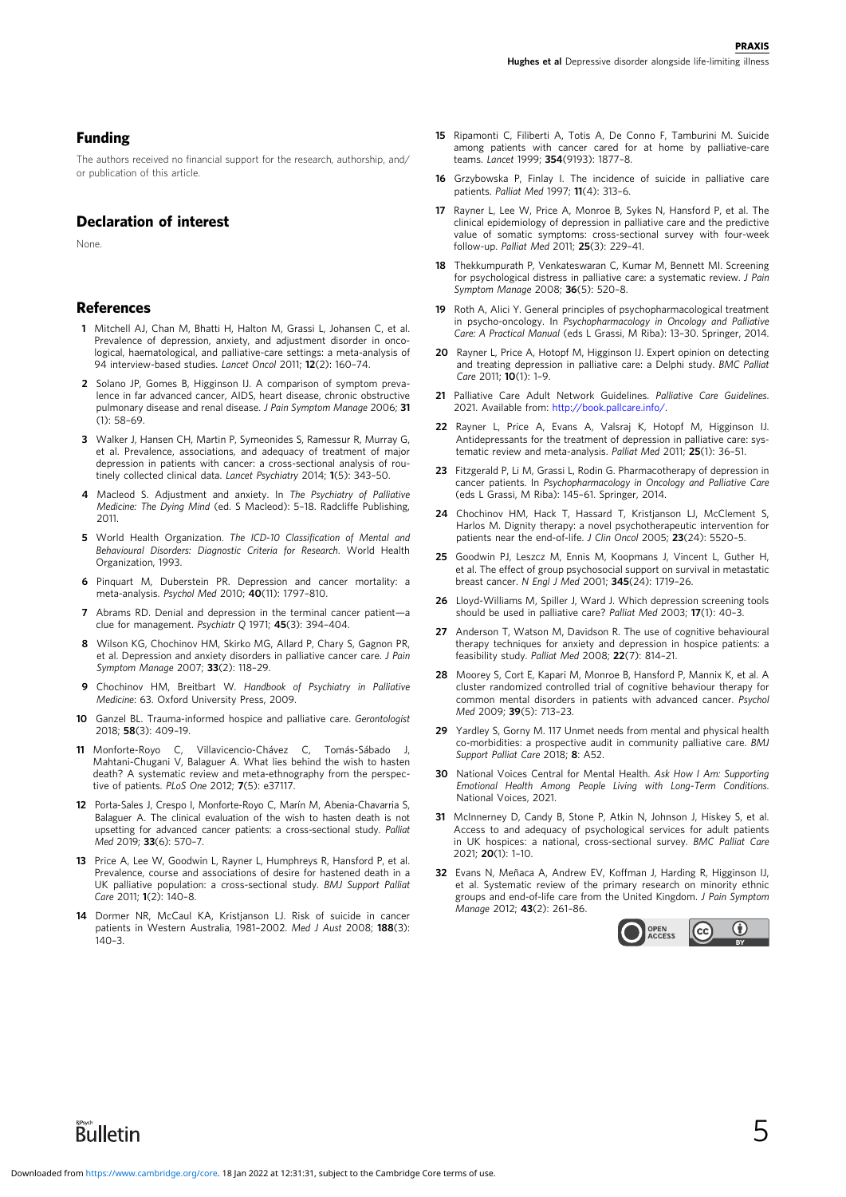## Funding

The authors received no financial support for the research, authorship, and/or publication of this article.

## Declaration of interest

None.

## References

1. Mitchell AJ, Chan M, Bhatti H, Halton M, Grassi L, Johansen C, et al. Prevalence of depression, anxiety, and adjustment disorder in oncological, haematological, and palliative-care settings: a meta-analysis of 94 interview-based studies. *Lancet Oncol* 2011; **12**(2): 160–74.
2. Solano JP, Gomes B, Higginson IJ. A comparison of symptom prevalence in far advanced cancer, AIDS, heart disease, chronic obstructive pulmonary disease and renal disease. *J Pain Symptom Manage* 2006; **31** (1): 58–69.
3. Walker J, Hansen CH, Martin P, Symeonides S, Ramessur R, Murray G, et al. Prevalence, associations, and adequacy of treatment of major depression in patients with cancer: a cross-sectional analysis of routinely collected clinical data. *Lancet Psychiatry* 2014; **1**(5): 343–50.
4. Macleod S. Adjustment and anxiety. In *The Psychiatry of Palliative Medicine: The Dying Mind* (ed. S Macleod): 5–18. Radcliffe Publishing, 2011.
5. World Health Organization. *The ICD-10 Classification of Mental and Behavioural Disorders: Diagnostic Criteria for Research*. World Health Organization, 1993.
6. Pinquart M, Duberstein PR. Depression and cancer mortality: a meta-analysis. *Psychol Med* 2010; **40**(11): 1797–810.
7. Abrams RD. Denial and depression in the terminal cancer patient—a clue for management. *Psychiatr Q* 1971; **45**(3): 394–404.
8. Wilson KG, Chochinov HM, Skirko MG, Allard P, Chary S, Gagnon PR, et al. Depression and anxiety disorders in palliative cancer care. *J Pain Symptom Manage* 2007; **33**(2): 118–29.
9. Chochinov HM, Breitbart W. *Handbook of Psychiatry in Palliative Medicine*: 63. Oxford University Press, 2009.
10. Ganzel BL. Trauma-informed hospice and palliative care. *Gerontologist* 2018; **58**(3): 409–19.
11. Monforte-Royo C, Villavicencio-Chávez C, Tomás-Sábado J, Mahtani-Chugani V, Balaguer A. What lies behind the wish to hasten death? A systematic review and meta-ethnography from the perspective of patients. *PLoS One* 2012; **7**(5): e37117.
12. Porta-Sales J, Crespo I, Monforte-Royo C, Marín M, Abenia-Chavarria S, Balaguer A. The clinical evaluation of the wish to hasten death is not upsetting for advanced cancer patients: a cross-sectional study. *Palliat Med* 2019; **33**(6): 570–7.
13. Price A, Lee W, Goodwin L, Rayner L, Humphreys R, Hansford P, et al. Prevalence, course and associations of desire for hastened death in a UK palliative population: a cross-sectional study. *BMJ Support Palliat Care* 2011; **1**(2): 140–8.
14. Dormer NR, McCaul KA, Kristjanson LJ. Risk of suicide in cancer patients in Western Australia, 1981–2002. *Med J Aust* 2008; **188**(3): 140–3.
15. Ripamonti C, Filiberti A, Totis A, De Conno F, Tamburini M. Suicide among patients with cancer cared for at home by palliative-care teams. *Lancet* 1999; **354**(9193): 1877–8.
16. Grzybowska P, Finlay I. The incidence of suicide in palliative care patients. *Palliat Med* 1997; **11**(4): 313–6.
17. Rayner L, Lee W, Price A, Monroe B, Sykes N, Hansford P, et al. The clinical epidemiology of depression in palliative care and the predictive value of somatic symptoms: cross-sectional survey with four-week follow-up. *Palliat Med* 2011; **25**(3): 229–41.
18. Thekkumpurath P, Venkateswaran C, Kumar M, Bennett MI. Screening for psychological distress in palliative care: a systematic review. *J Pain Symptom Manage* 2008; **36**(5): 520–8.
19. Roth A, Alici Y. General principles of psychopharmacological treatment in psycho-oncology. In *Psychopharmacology in Oncology and Palliative Care: A Practical Manual* (eds L Grassi, M Riba): 13–30. Springer, 2014.
20. Rayner L, Price A, Hotopf M, Higginson IJ. Expert opinion on detecting and treating depression in palliative care: a Delphi study. *BMC Palliat Care* 2011; **10**(1): 1–9.
21. Palliative Care Adult Network Guidelines. *Palliative Care Guidelines*. 2021. Available from: http://book.pallcare.info/.
22. Rayner L, Price A, Evans A, Valsraj K, Hotopf M, Higginson IJ. Antidepressants for the treatment of depression in palliative care: systematic review and meta-analysis. *Palliat Med* 2011; **25**(1): 36–51.
23. Fitzgerald P, Li M, Grassi L, Rodin G. Pharmacotherapy of depression in cancer patients. In *Psychopharmacology in Oncology and Palliative Care* (eds L Grassi, M Riba): 145–61. Springer, 2014.
24. Chochinov HM, Hack T, Hassard T, Kristjanson LJ, McClement S, Harlos M. Dignity therapy: a novel psychotherapeutic intervention for patients near the end-of-life. *J Clin Oncol* 2005; **23**(24): 5520–5.
25. Goodwin PJ, Leszcz M, Ennis M, Koopmans J, Vincent L, Guther H, et al. The effect of group psychosocial support on survival in metastatic breast cancer. *N Engl J Med* 2001; **345**(24): 1719–26.
26. Lloyd-Williams M, Spiller J, Ward J. Which depression screening tools should be used in palliative care? *Palliat Med* 2003; **17**(1): 40–3.
27. Anderson T, Watson M, Davidson R. The use of cognitive behavioural therapy techniques for anxiety and depression in hospice patients: a feasibility study. *Palliat Med* 2008; **22**(7): 814–21.
28. Moorey S, Cort E, Kapari M, Monroe B, Hansford P, Mannix K, et al. A cluster randomized controlled trial of cognitive behaviour therapy for common mental disorders in patients with advanced cancer. *Psychol Med* 2009; **39**(5): 713–23.
29. Yardley S, Gorny M. 117 Unmet needs from mental and physical health co-morbidities: a prospective audit in community palliative care. *BMJ Support Palliat Care* 2018; **8**: A52.
30. National Voices Central for Mental Health. *Ask How I Am: Supporting Emotional Health Among People Living with Long-Term Conditions*. National Voices, 2021.
31. McInnerney D, Candy B, Stone P, Atkin N, Johnson J, Hiskey S, et al. Access to and adequacy of psychological services for adult patients in UK hospices: a national, cross-sectional survey. *BMC Palliat Care* 2021; **20**(1): 1–10.
32. Evans N, Meñaca A, Andrew EV, Koffman J, Harding R, Higginson IJ, et al. Systematic review of the primary research on minority ethnic groups and end-of-life care from the United Kingdom. *J Pain Symptom Manage* 2012; **43**(2): 261–86.